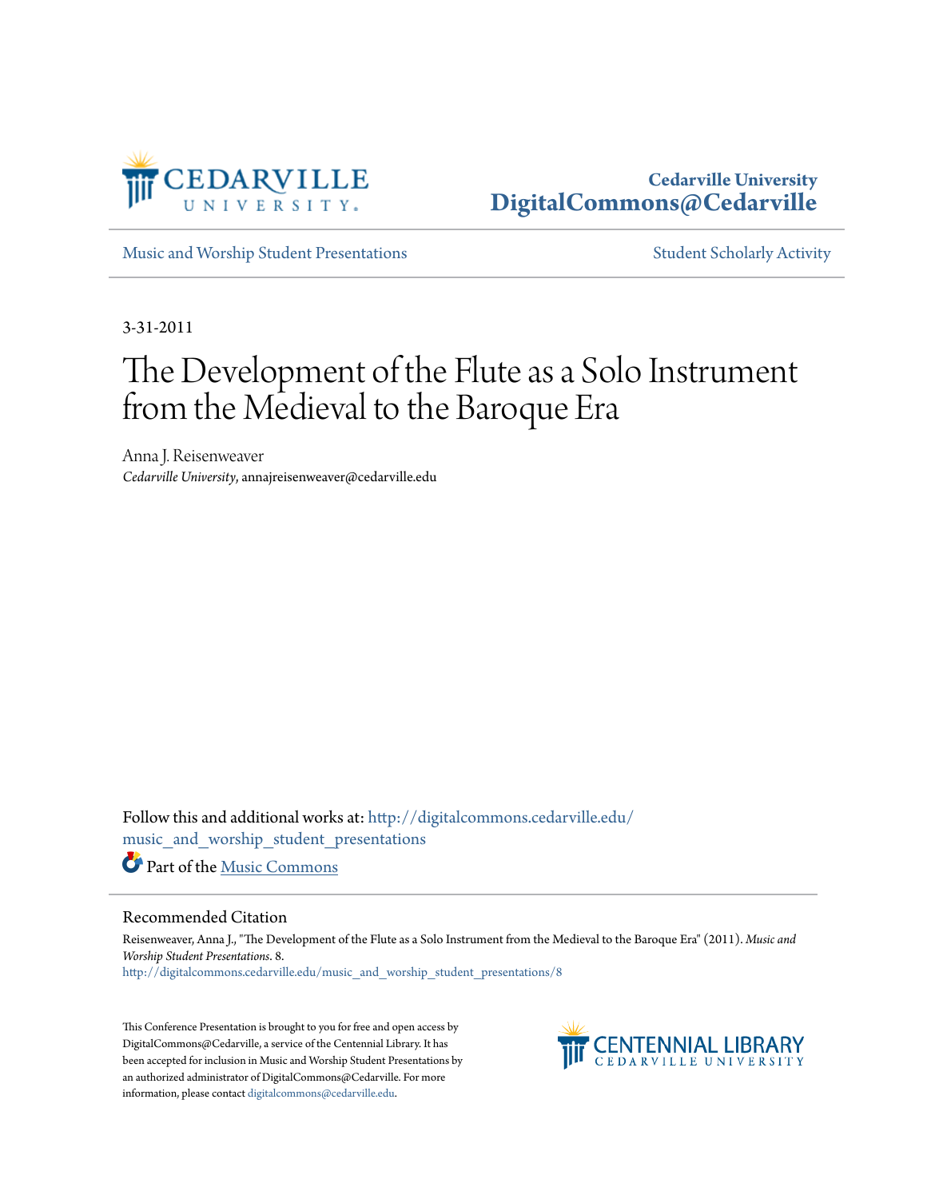Cedarville University
DigitalCommons@Cedarville

Music and Worship Student Presentations

Student Scholarly Activity

3-31-2011

# The Development of the Flute as a Solo Instrument from the Medieval to the Baroque Era

Anna J. Reisenweaver
*Cedarville University*, annajreisenweaver@cedarville.edu

Follow this and additional works at: http://digitalcommons.cedarville.edu/music_and_worship_student_presentations

Part of the Music Commons

## Recommended Citation

Reisenweaver, Anna J., "The Development of the Flute as a Solo Instrument from the Medieval to the Baroque Era" (2011). *Music and Worship Student Presentations*. 8.
http://digitalcommons.cedarville.edu/music_and_worship_student_presentations/8

This Conference Presentation is brought to you for free and open access by DigitalCommons@Cedarville, a service of the Centennial Library. It has been accepted for inclusion in Music and Worship Student Presentations by an authorized administrator of DigitalCommons@Cedarville. For more information, please contact digitalcommons@cedarville.edu.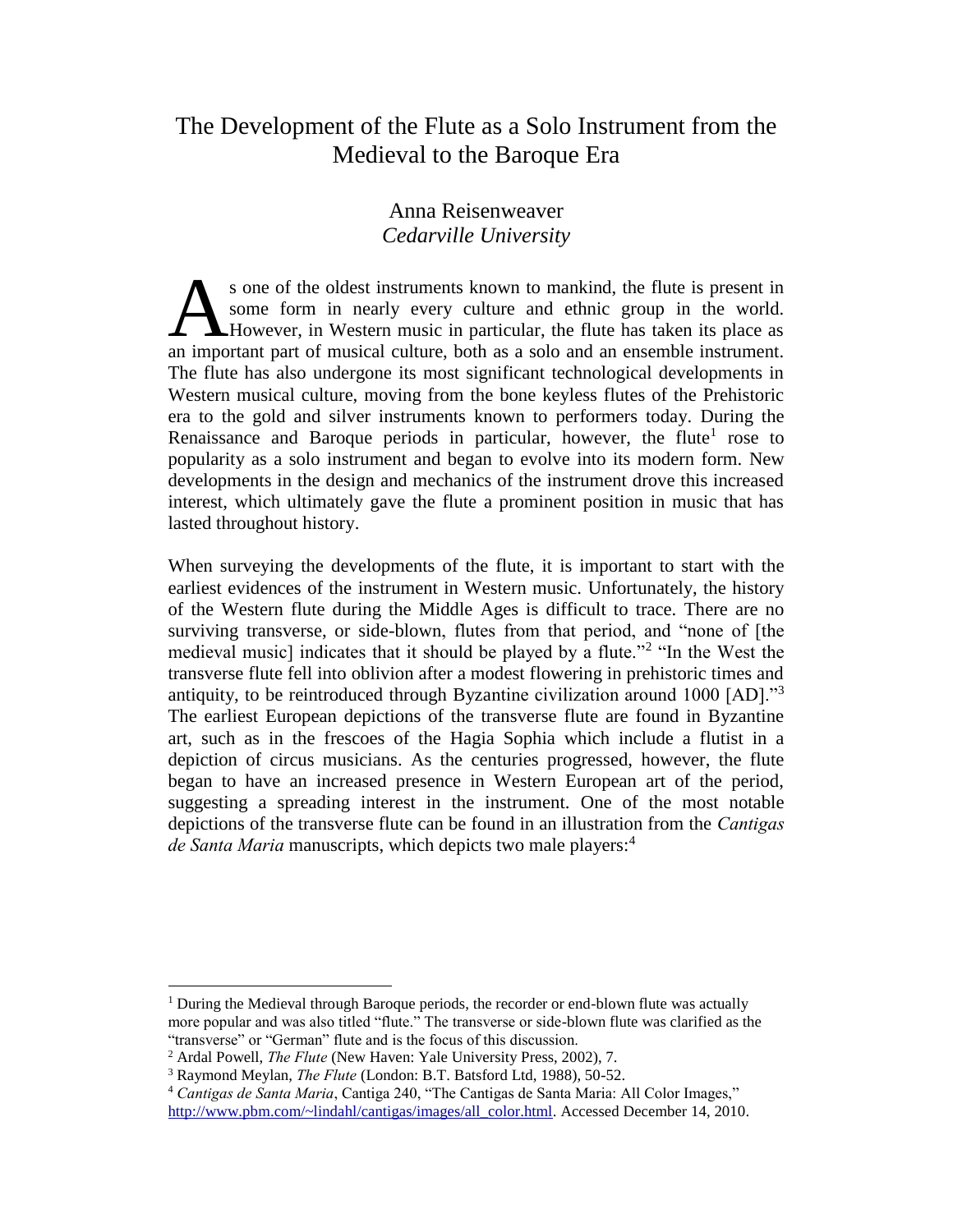# The Development of the Flute as a Solo Instrument from the Medieval to the Baroque Era

Anna Reisenweaver
*Cedarville University*

As one of the oldest instruments known to mankind, the flute is present in some form in nearly every culture and ethnic group in the world. However, in Western music in particular, the flute has taken its place as an important part of musical culture, both as a solo and an ensemble instrument. The flute has also undergone its most significant technological developments in Western musical culture, moving from the bone keyless flutes of the Prehistoric era to the gold and silver instruments known to performers today. During the Renaissance and Baroque periods in particular, however, the flute[1] rose to popularity as a solo instrument and began to evolve into its modern form. New developments in the design and mechanics of the instrument drove this increased interest, which ultimately gave the flute a prominent position in music that has lasted throughout history.

When surveying the developments of the flute, it is important to start with the earliest evidences of the instrument in Western music. Unfortunately, the history of the Western flute during the Middle Ages is difficult to trace. There are no surviving transverse, or side-blown, flutes from that period, and "none of [the medieval music] indicates that it should be played by a flute."[2] "In the West the transverse flute fell into oblivion after a modest flowering in prehistoric times and antiquity, to be reintroduced through Byzantine civilization around 1000 [AD]."[3] The earliest European depictions of the transverse flute are found in Byzantine art, such as in the frescoes of the Hagia Sophia which include a flutist in a depiction of circus musicians. As the centuries progressed, however, the flute began to have an increased presence in Western European art of the period, suggesting a spreading interest in the instrument. One of the most notable depictions of the transverse flute can be found in an illustration from the *Cantigas de Santa Maria* manuscripts, which depicts two male players:[4]

---

[1] During the Medieval through Baroque periods, the recorder or end-blown flute was actually more popular and was also titled "flute." The transverse or side-blown flute was clarified as the "transverse" or "German" flute and is the focus of this discussion.

[2] Ardal Powell, *The Flute* (New Haven: Yale University Press, 2002), 7.

[3] Raymond Meylan, *The Flute* (London: B.T. Batsford Ltd, 1988), 50-52.

[4] *Cantigas de Santa Maria*, Cantiga 240, "The Cantigas de Santa Maria: All Color Images," http://www.pbm.com/~lindahl/cantigas/images/all_color.html. Accessed December 14, 2010.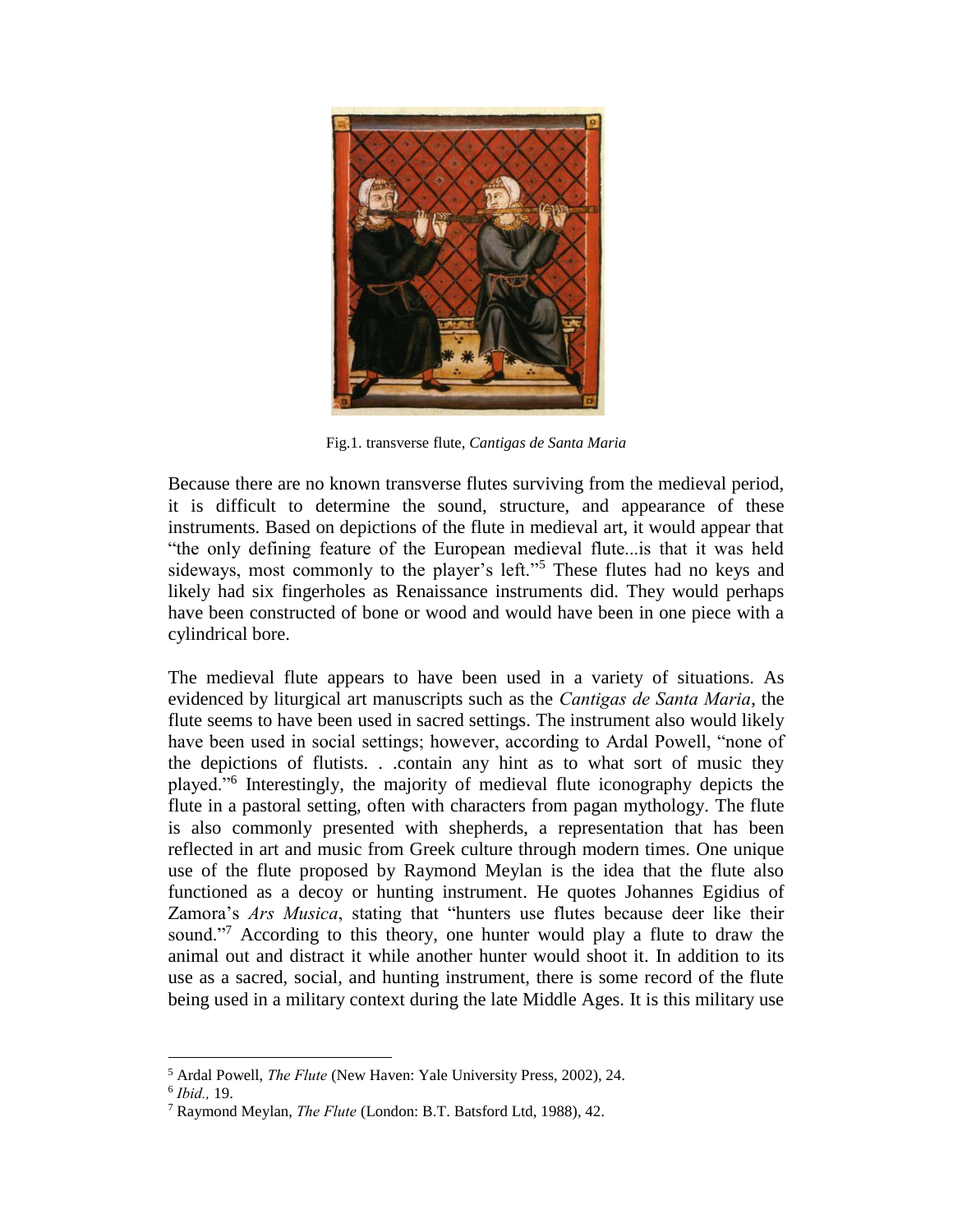Fig.1. transverse flute, *Cantigas de Santa Maria*

Because there are no known transverse flutes surviving from the medieval period, it is difficult to determine the sound, structure, and appearance of these instruments. Based on depictions of the flute in medieval art, it would appear that "the only defining feature of the European medieval flute...is that it was held sideways, most commonly to the player's left."[5] These flutes had no keys and likely had six fingerholes as Renaissance instruments did. They would perhaps have been constructed of bone or wood and would have been in one piece with a cylindrical bore.

The medieval flute appears to have been used in a variety of situations. As evidenced by liturgical art manuscripts such as the *Cantigas de Santa Maria*, the flute seems to have been used in sacred settings. The instrument also would likely have been used in social settings; however, according to Ardal Powell, "none of the depictions of flutists. . .contain any hint as to what sort of music they played."[6] Interestingly, the majority of medieval flute iconography depicts the flute in a pastoral setting, often with characters from pagan mythology. The flute is also commonly presented with shepherds, a representation that has been reflected in art and music from Greek culture through modern times. One unique use of the flute proposed by Raymond Meylan is the idea that the flute also functioned as a decoy or hunting instrument. He quotes Johannes Egidius of Zamora's *Ars Musica*, stating that "hunters use flutes because deer like their sound."[7] According to this theory, one hunter would play a flute to draw the animal out and distract it while another hunter would shoot it. In addition to its use as a sacred, social, and hunting instrument, there is some record of the flute being used in a military context during the late Middle Ages. It is this military use

[5] Ardal Powell, *The Flute* (New Haven: Yale University Press, 2002), 24.
[6] *Ibid.,* 19.
[7] Raymond Meylan, *The Flute* (London: B.T. Batsford Ltd, 1988), 42.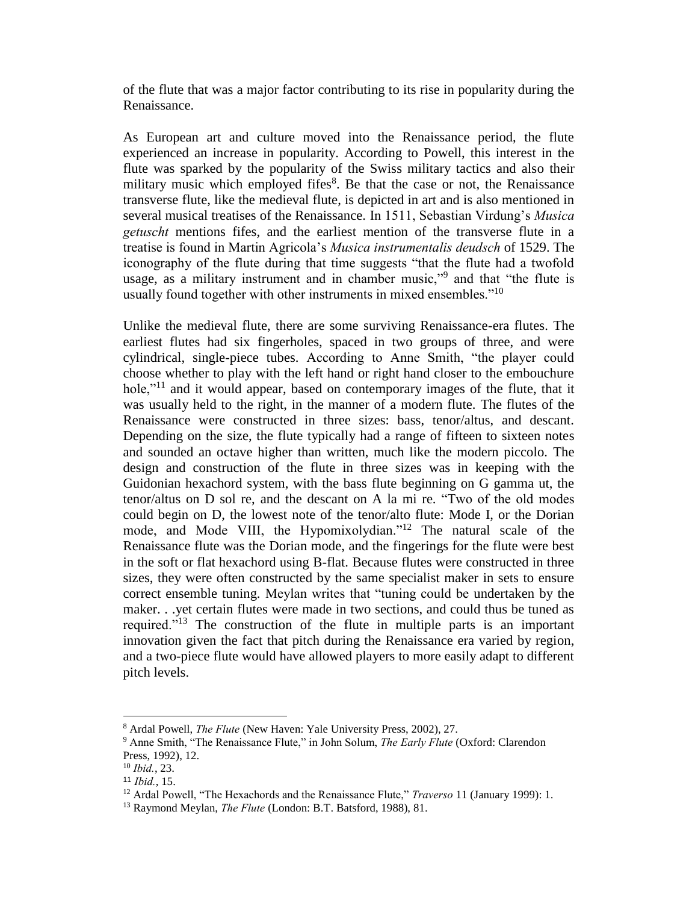of the flute that was a major factor contributing to its rise in popularity during the Renaissance.

As European art and culture moved into the Renaissance period, the flute experienced an increase in popularity. According to Powell, this interest in the flute was sparked by the popularity of the Swiss military tactics and also their military music which employed fifes[8]. Be that the case or not, the Renaissance transverse flute, like the medieval flute, is depicted in art and is also mentioned in several musical treatises of the Renaissance. In 1511, Sebastian Virdung's *Musica getuscht* mentions fifes, and the earliest mention of the transverse flute in a treatise is found in Martin Agricola's *Musica instrumentalis deudsch* of 1529. The iconography of the flute during that time suggests "that the flute had a twofold usage, as a military instrument and in chamber music,"[9] and that "the flute is usually found together with other instruments in mixed ensembles."[10]

Unlike the medieval flute, there are some surviving Renaissance-era flutes. The earliest flutes had six fingerholes, spaced in two groups of three, and were cylindrical, single-piece tubes. According to Anne Smith, "the player could choose whether to play with the left hand or right hand closer to the embouchure hole,"[11] and it would appear, based on contemporary images of the flute, that it was usually held to the right, in the manner of a modern flute. The flutes of the Renaissance were constructed in three sizes: bass, tenor/altus, and descant. Depending on the size, the flute typically had a range of fifteen to sixteen notes and sounded an octave higher than written, much like the modern piccolo. The design and construction of the flute in three sizes was in keeping with the Guidonian hexachord system, with the bass flute beginning on G gamma ut, the tenor/altus on D sol re, and the descant on A la mi re. "Two of the old modes could begin on D, the lowest note of the tenor/alto flute: Mode I, or the Dorian mode, and Mode VIII, the Hypomixolydian."[12] The natural scale of the Renaissance flute was the Dorian mode, and the fingerings for the flute were best in the soft or flat hexachord using B-flat. Because flutes were constructed in three sizes, they were often constructed by the same specialist maker in sets to ensure correct ensemble tuning. Meylan writes that "tuning could be undertaken by the maker. . .yet certain flutes were made in two sections, and could thus be tuned as required."[13] The construction of the flute in multiple parts is an important innovation given the fact that pitch during the Renaissance era varied by region, and a two-piece flute would have allowed players to more easily adapt to different pitch levels.

---

[8] Ardal Powell, *The Flute* (New Haven: Yale University Press, 2002), 27.

[9] Anne Smith, "The Renaissance Flute," in John Solum, *The Early Flute* (Oxford: Clarendon Press, 1992), 12.

[10] *Ibid.*, 23.

[11] *Ibid.*, 15.

[12] Ardal Powell, "The Hexachords and the Renaissance Flute," *Traverso* 11 (January 1999): 1.

[13] Raymond Meylan, *The Flute* (London: B.T. Batsford, 1988), 81.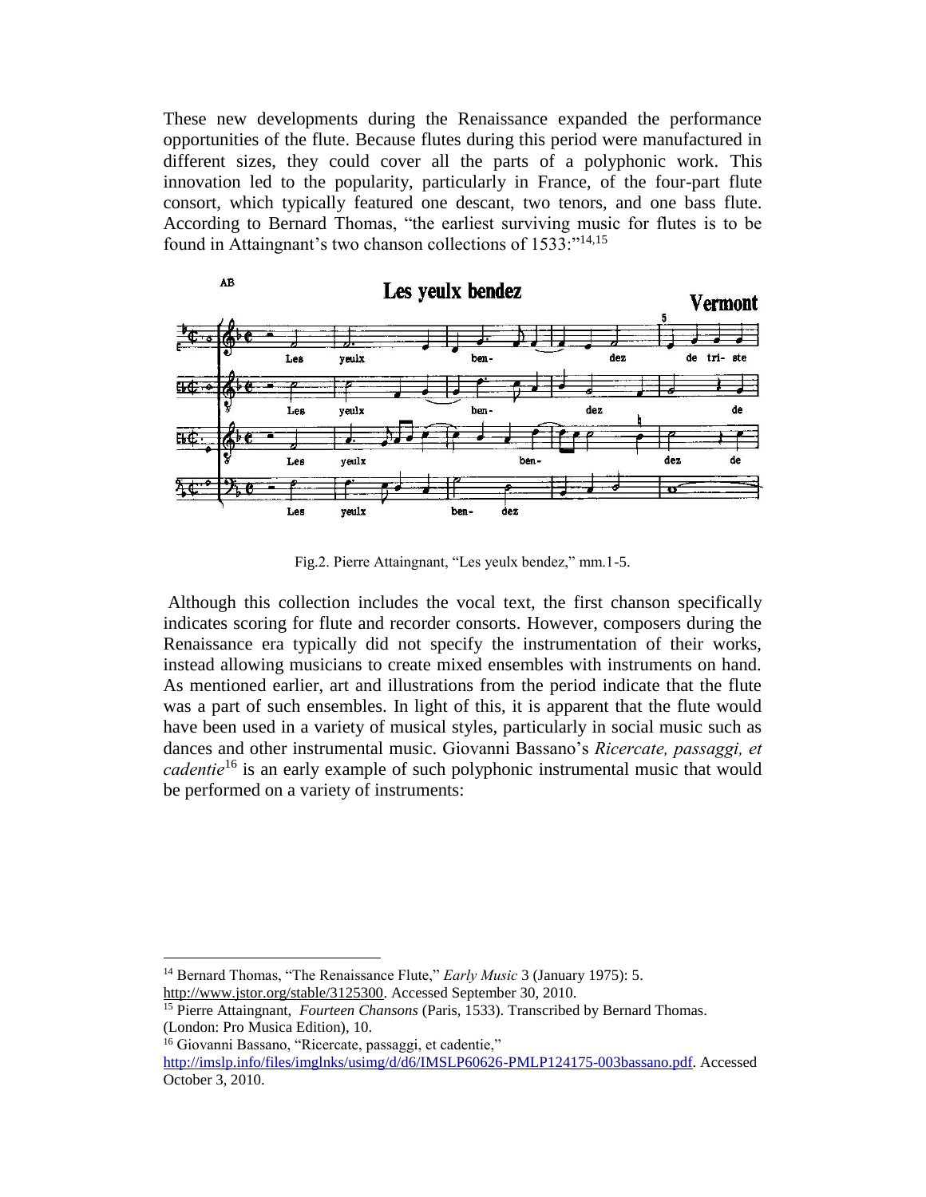These new developments during the Renaissance expanded the performance opportunities of the flute. Because flutes during this period were manufactured in different sizes, they could cover all the parts of a polyphonic work. This innovation led to the popularity, particularly in France, of the four-part flute consort, which typically featured one descant, two tenors, and one bass flute. According to Bernard Thomas, "the earliest surviving music for flutes is to be found in Attaingnant's two chanson collections of 1533:"[14,15]

Fig.2. Pierre Attaingnant, "Les yeulx bendez," mm.1-5.

Although this collection includes the vocal text, the first chanson specifically indicates scoring for flute and recorder consorts. However, composers during the Renaissance era typically did not specify the instrumentation of their works, instead allowing musicians to create mixed ensembles with instruments on hand. As mentioned earlier, art and illustrations from the period indicate that the flute was a part of such ensembles. In light of this, it is apparent that the flute would have been used in a variety of musical styles, particularly in social music such as dances and other instrumental music. Giovanni Bassano's *Ricercate, passaggi, et cadentie*[16] is an early example of such polyphonic instrumental music that would be performed on a variety of instruments:

---

[14] Bernard Thomas, "The Renaissance Flute," *Early Music* 3 (January 1975): 5. http://www.jstor.org/stable/3125300. Accessed September 30, 2010.

[15] Pierre Attaingnant, *Fourteen Chansons* (Paris, 1533). Transcribed by Bernard Thomas. (London: Pro Musica Edition), 10.

[16] Giovanni Bassano, "Ricercate, passaggi, et cadentie," http://imslp.info/files/imglnks/usimg/d/d6/IMSLP60626-PMLP124175-003bassano.pdf. Accessed October 3, 2010.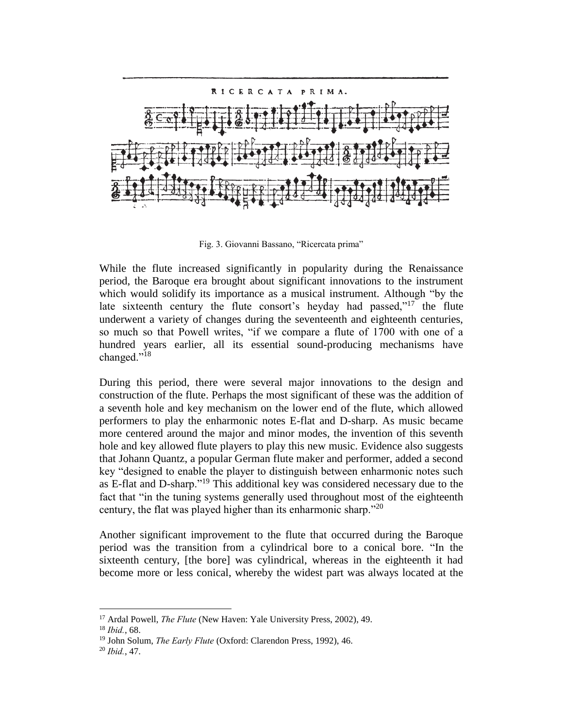Fig. 3. Giovanni Bassano, "Ricercata prima"

While the flute increased significantly in popularity during the Renaissance period, the Baroque era brought about significant innovations to the instrument which would solidify its importance as a musical instrument. Although "by the late sixteenth century the flute consort's heyday had passed,"[17] the flute underwent a variety of changes during the seventeenth and eighteenth centuries, so much so that Powell writes, "if we compare a flute of 1700 with one of a hundred years earlier, all its essential sound-producing mechanisms have changed."[18]

During this period, there were several major innovations to the design and construction of the flute. Perhaps the most significant of these was the addition of a seventh hole and key mechanism on the lower end of the flute, which allowed performers to play the enharmonic notes E-flat and D-sharp. As music became more centered around the major and minor modes, the invention of this seventh hole and key allowed flute players to play this new music. Evidence also suggests that Johann Quantz, a popular German flute maker and performer, added a second key "designed to enable the player to distinguish between enharmonic notes such as E-flat and D-sharp."[19] This additional key was considered necessary due to the fact that "in the tuning systems generally used throughout most of the eighteenth century, the flat was played higher than its enharmonic sharp."[20]

Another significant improvement to the flute that occurred during the Baroque period was the transition from a cylindrical bore to a conical bore. "In the sixteenth century, [the bore] was cylindrical, whereas in the eighteenth it had become more or less conical, whereby the widest part was always located at the

---

[17] Ardal Powell, *The Flute* (New Haven: Yale University Press, 2002), 49.

[18] *Ibid.*, 68.

[19] John Solum, *The Early Flute* (Oxford: Clarendon Press, 1992), 46.

[20] *Ibid.*, 47.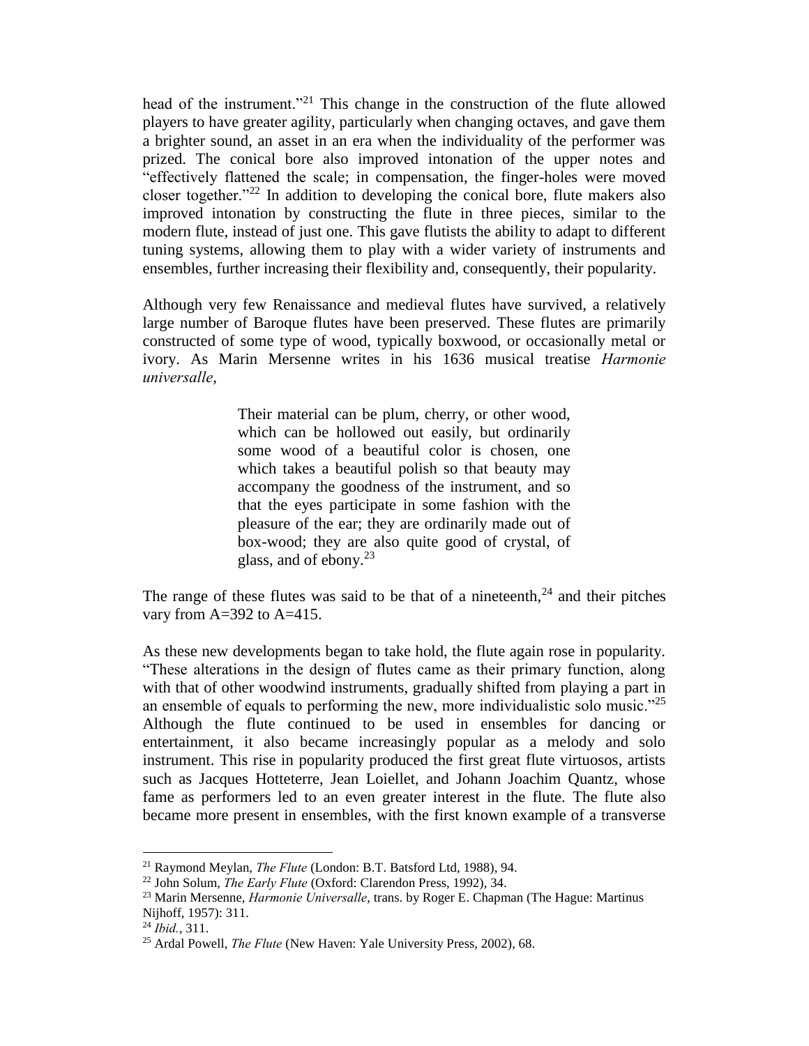head of the instrument."[21] This change in the construction of the flute allowed players to have greater agility, particularly when changing octaves, and gave them a brighter sound, an asset in an era when the individuality of the performer was prized. The conical bore also improved intonation of the upper notes and "effectively flattened the scale; in compensation, the finger-holes were moved closer together."[22] In addition to developing the conical bore, flute makers also improved intonation by constructing the flute in three pieces, similar to the modern flute, instead of just one. This gave flutists the ability to adapt to different tuning systems, allowing them to play with a wider variety of instruments and ensembles, further increasing their flexibility and, consequently, their popularity.

Although very few Renaissance and medieval flutes have survived, a relatively large number of Baroque flutes have been preserved. These flutes are primarily constructed of some type of wood, typically boxwood, or occasionally metal or ivory. As Marin Mersenne writes in his 1636 musical treatise *Harmonie universalle*,

> Their material can be plum, cherry, or other wood, which can be hollowed out easily, but ordinarily some wood of a beautiful color is chosen, one which takes a beautiful polish so that beauty may accompany the goodness of the instrument, and so that the eyes participate in some fashion with the pleasure of the ear; they are ordinarily made out of box-wood; they are also quite good of crystal, of glass, and of ebony.[23]

The range of these flutes was said to be that of a nineteenth,[24] and their pitches vary from A=392 to A=415.

As these new developments began to take hold, the flute again rose in popularity. "These alterations in the design of flutes came as their primary function, along with that of other woodwind instruments, gradually shifted from playing a part in an ensemble of equals to performing the new, more individualistic solo music."[25] Although the flute continued to be used in ensembles for dancing or entertainment, it also became increasingly popular as a melody and solo instrument. This rise in popularity produced the first great flute virtuosos, artists such as Jacques Hotteterre, Jean Loiellet, and Johann Joachim Quantz, whose fame as performers led to an even greater interest in the flute. The flute also became more present in ensembles, with the first known example of a transverse

---

[21] Raymond Meylan, *The Flute* (London: B.T. Batsford Ltd, 1988), 94.

[22] John Solum, *The Early Flute* (Oxford: Clarendon Press, 1992), 34.

[23] Marin Mersenne, *Harmonie Universalle*, trans. by Roger E. Chapman (The Hague: Martinus Nijhoff, 1957): 311.

[24] *Ibid.*, 311.

[25] Ardal Powell, *The Flute* (New Haven: Yale University Press, 2002), 68.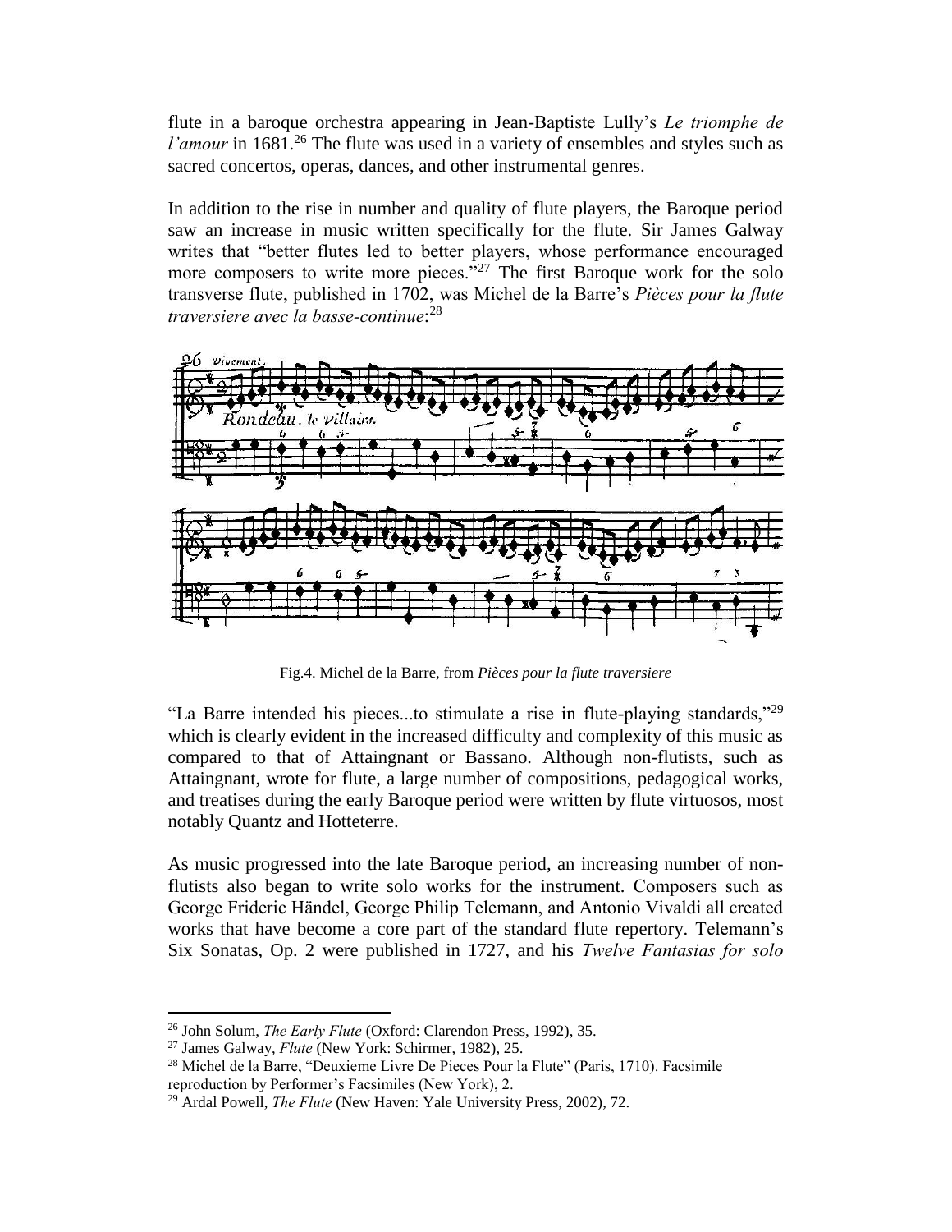flute in a baroque orchestra appearing in Jean-Baptiste Lully's *Le triomphe de l'amour* in 1681.[26] The flute was used in a variety of ensembles and styles such as sacred concertos, operas, dances, and other instrumental genres.

In addition to the rise in number and quality of flute players, the Baroque period saw an increase in music written specifically for the flute. Sir James Galway writes that "better flutes led to better players, whose performance encouraged more composers to write more pieces."[27] The first Baroque work for the solo transverse flute, published in 1702, was Michel de la Barre's *Pièces pour la flute traversiere avec la basse-continue*:[28]

Fig.4. Michel de la Barre, from *Pièces pour la flute traversiere*

"La Barre intended his pieces...to stimulate a rise in flute-playing standards,"[29] which is clearly evident in the increased difficulty and complexity of this music as compared to that of Attaingnant or Bassano. Although non-flutists, such as Attaingnant, wrote for flute, a large number of compositions, pedagogical works, and treatises during the early Baroque period were written by flute virtuosos, most notably Quantz and Hotteterre.

As music progressed into the late Baroque period, an increasing number of non-flutists also began to write solo works for the instrument. Composers such as George Frideric Händel, George Philip Telemann, and Antonio Vivaldi all created works that have become a core part of the standard flute repertory. Telemann's Six Sonatas, Op. 2 were published in 1727, and his *Twelve Fantasias for solo*

---

[26] John Solum, *The Early Flute* (Oxford: Clarendon Press, 1992), 35.

[27] James Galway, *Flute* (New York: Schirmer, 1982), 25.

[28] Michel de la Barre, "Deuxieme Livre De Pieces Pour la Flute" (Paris, 1710). Facsimile reproduction by Performer's Facsimiles (New York), 2.

[29] Ardal Powell, *The Flute* (New Haven: Yale University Press, 2002), 72.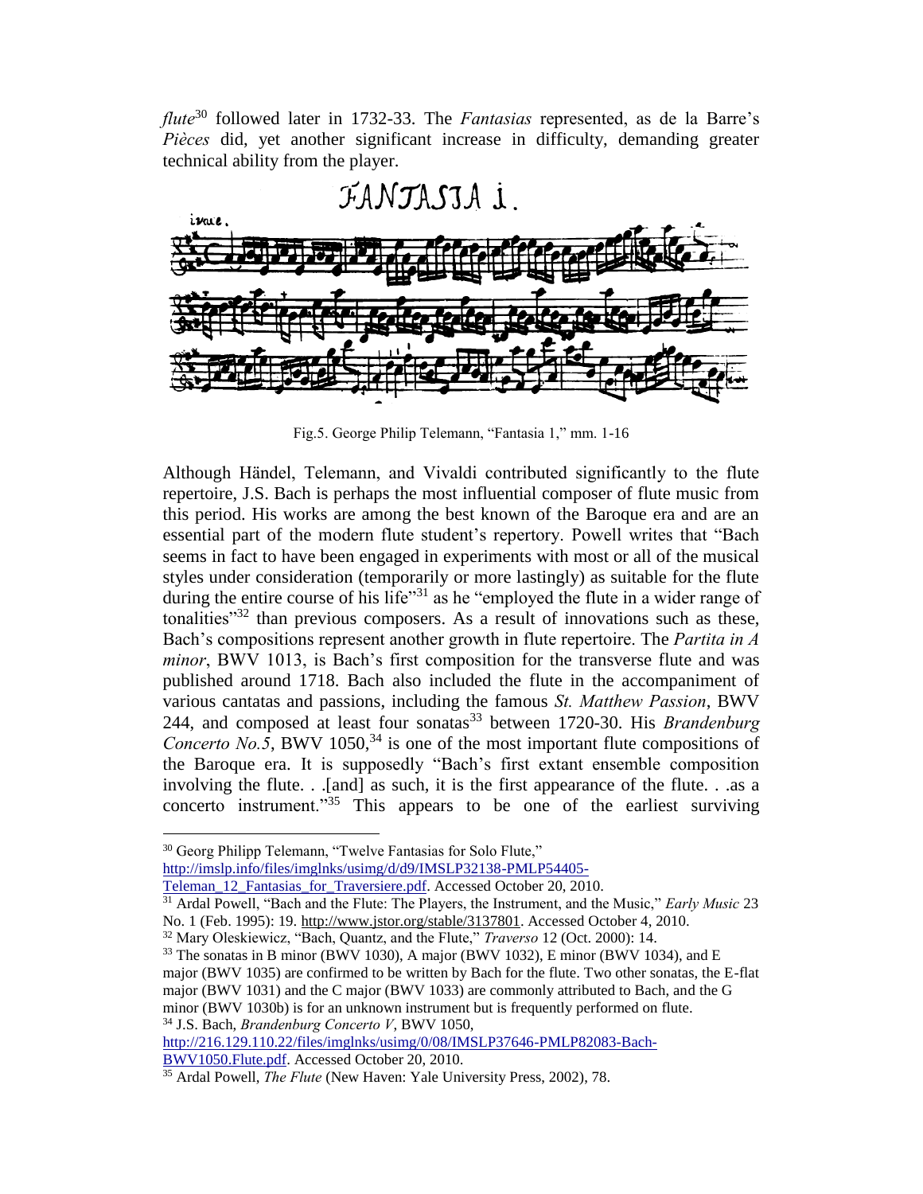*flute*[30] followed later in 1732-33. The *Fantasias* represented, as de la Barre's *Pièces* did, yet another significant increase in difficulty, demanding greater technical ability from the player.

Fig.5. George Philip Telemann, "Fantasia 1," mm. 1-16

Although Händel, Telemann, and Vivaldi contributed significantly to the flute repertoire, J.S. Bach is perhaps the most influential composer of flute music from this period. His works are among the best known of the Baroque era and are an essential part of the modern flute student's repertory. Powell writes that "Bach seems in fact to have been engaged in experiments with most or all of the musical styles under consideration (temporarily or more lastingly) as suitable for the flute during the entire course of his life"[31] as he "employed the flute in a wider range of tonalities"[32] than previous composers. As a result of innovations such as these, Bach's compositions represent another growth in flute repertoire. The *Partita in A minor*, BWV 1013, is Bach's first composition for the transverse flute and was published around 1718. Bach also included the flute in the accompaniment of various cantatas and passions, including the famous *St. Matthew Passion*, BWV 244, and composed at least four sonatas[33] between 1720-30. His *Brandenburg Concerto No.5*, BWV 1050,[34] is one of the most important flute compositions of the Baroque era. It is supposedly "Bach's first extant ensemble composition involving the flute. . .[and] as such, it is the first appearance of the flute. . .as a concerto instrument."[35] This appears to be one of the earliest surviving

---

[30] Georg Philipp Telemann, "Twelve Fantasias for Solo Flute," http://imslp.info/files/imglnks/usimg/d/d9/IMSLP32138-PMLP54405-Teleman_12_Fantasias_for_Traversiere.pdf. Accessed October 20, 2010.

[31] Ardal Powell, "Bach and the Flute: The Players, the Instrument, and the Music," *Early Music* 23 No. 1 (Feb. 1995): 19. http://www.jstor.org/stable/3137801. Accessed October 4, 2010.

[32] Mary Oleskiewicz, "Bach, Quantz, and the Flute," *Traverso* 12 (Oct. 2000): 14.

[33] The sonatas in B minor (BWV 1030), A major (BWV 1032), E minor (BWV 1034), and E major (BWV 1035) are confirmed to be written by Bach for the flute. Two other sonatas, the E-flat major (BWV 1031) and the C major (BWV 1033) are commonly attributed to Bach, and the G minor (BWV 1030b) is for an unknown instrument but is frequently performed on flute.

[34] J.S. Bach, *Brandenburg Concerto V*, BWV 1050, http://216.129.110.22/files/imglnks/usimg/0/08/IMSLP37646-PMLP82083-Bach-BWV1050.Flute.pdf. Accessed October 20, 2010.

[35] Ardal Powell, *The Flute* (New Haven: Yale University Press, 2002), 78.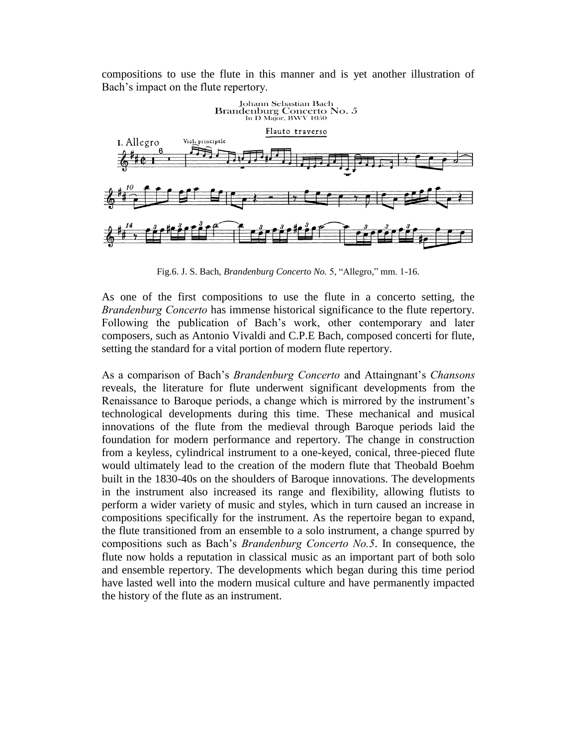compositions to use the flute in this manner and is yet another illustration of Bach's impact on the flute repertory.

Fig.6. J. S. Bach, *Brandenburg Concerto No.* 5, "Allegro," mm. 1-16.

As one of the first compositions to use the flute in a concerto setting, the *Brandenburg Concerto* has immense historical significance to the flute repertory. Following the publication of Bach's work, other contemporary and later composers, such as Antonio Vivaldi and C.P.E Bach, composed concerti for flute, setting the standard for a vital portion of modern flute repertory.

As a comparison of Bach's *Brandenburg Concerto* and Attaingnant's *Chansons* reveals, the literature for flute underwent significant developments from the Renaissance to Baroque periods, a change which is mirrored by the instrument's technological developments during this time. These mechanical and musical innovations of the flute from the medieval through Baroque periods laid the foundation for modern performance and repertory. The change in construction from a keyless, cylindrical instrument to a one-keyed, conical, three-pieced flute would ultimately lead to the creation of the modern flute that Theobald Boehm built in the 1830-40s on the shoulders of Baroque innovations. The developments in the instrument also increased its range and flexibility, allowing flutists to perform a wider variety of music and styles, which in turn caused an increase in compositions specifically for the instrument. As the repertoire began to expand, the flute transitioned from an ensemble to a solo instrument, a change spurred by compositions such as Bach's *Brandenburg Concerto No.5*. In consequence, the flute now holds a reputation in classical music as an important part of both solo and ensemble repertory. The developments which began during this time period have lasted well into the modern musical culture and have permanently impacted the history of the flute as an instrument.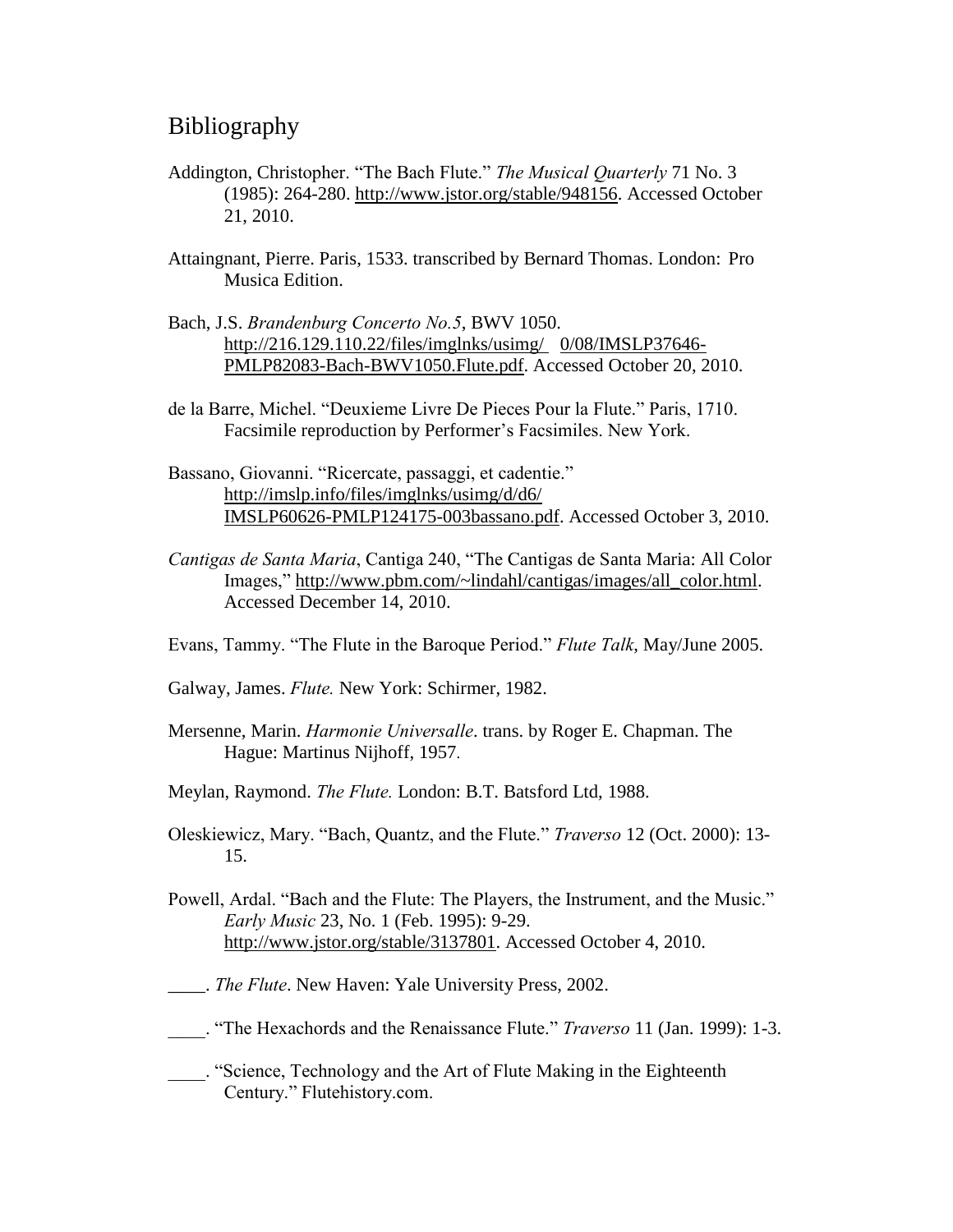# Bibliography

Addington, Christopher. "The Bach Flute." *The Musical Quarterly* 71 No. 3 (1985): 264-280. http://www.jstor.org/stable/948156. Accessed October 21, 2010.

Attaingnant, Pierre. Paris, 1533. transcribed by Bernard Thomas. London: Pro Musica Edition.

Bach, J.S. *Brandenburg Concerto No.5*, BWV 1050. http://216.129.110.22/files/imglnks/usimg/ 0/08/IMSLP37646-PMLP82083-Bach-BWV1050.Flute.pdf. Accessed October 20, 2010.

de la Barre, Michel. "Deuxieme Livre De Pieces Pour la Flute." Paris, 1710. Facsimile reproduction by Performer's Facsimiles. New York.

Bassano, Giovanni. "Ricercate, passaggi, et cadentie." http://imslp.info/files/imglnks/usimg/d/d6/ IMSLP60626-PMLP124175-003bassano.pdf. Accessed October 3, 2010.

*Cantigas de Santa Maria*, Cantiga 240, "The Cantigas de Santa Maria: All Color Images," http://www.pbm.com/~lindahl/cantigas/images/all_color.html. Accessed December 14, 2010.

Evans, Tammy. "The Flute in the Baroque Period." *Flute Talk*, May/June 2005.

Galway, James. *Flute.* New York: Schirmer, 1982.

Mersenne, Marin. *Harmonie Universalle*. trans. by Roger E. Chapman. The Hague: Martinus Nijhoff, 1957.

Meylan, Raymond. *The Flute.* London: B.T. Batsford Ltd, 1988.

Oleskiewicz, Mary. "Bach, Quantz, and the Flute." *Traverso* 12 (Oct. 2000): 13-15.

Powell, Ardal. "Bach and the Flute: The Players, the Instrument, and the Music." *Early Music* 23, No. 1 (Feb. 1995): 9-29. http://www.jstor.org/stable/3137801. Accessed October 4, 2010.

____. *The Flute*. New Haven: Yale University Press, 2002.

____. "The Hexachords and the Renaissance Flute." *Traverso* 11 (Jan. 1999): 1-3.

____. "Science, Technology and the Art of Flute Making in the Eighteenth Century." Flutehistory.com.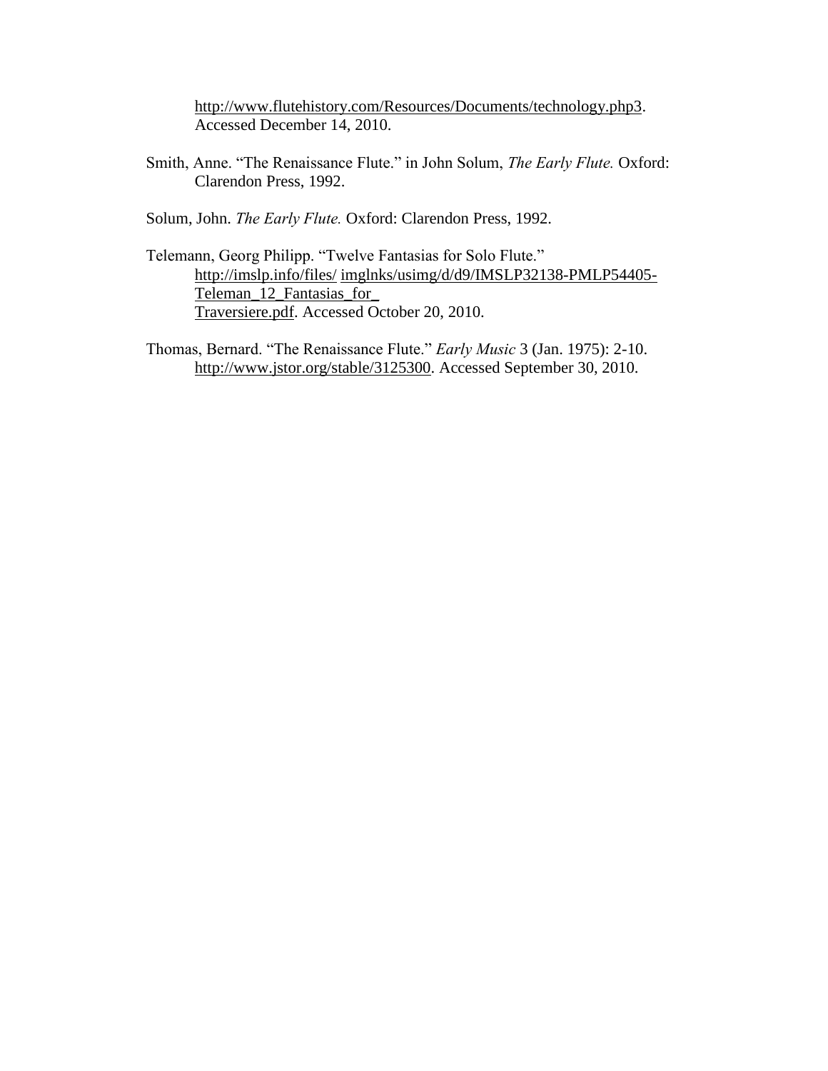http://www.flutehistory.com/Resources/Documents/technology.php3. Accessed December 14, 2010.

Smith, Anne. "The Renaissance Flute." in John Solum, *The Early Flute.* Oxford: Clarendon Press, 1992.

Solum, John. *The Early Flute.* Oxford: Clarendon Press, 1992.

Telemann, Georg Philipp. "Twelve Fantasias for Solo Flute." http://imslp.info/files/ imglnks/usimg/d/d9/IMSLP32138-PMLP54405-Teleman_12_Fantasias_for_ Traversiere.pdf. Accessed October 20, 2010.

Thomas, Bernard. "The Renaissance Flute." *Early Music* 3 (Jan. 1975): 2-10. http://www.jstor.org/stable/3125300. Accessed September 30, 2010.